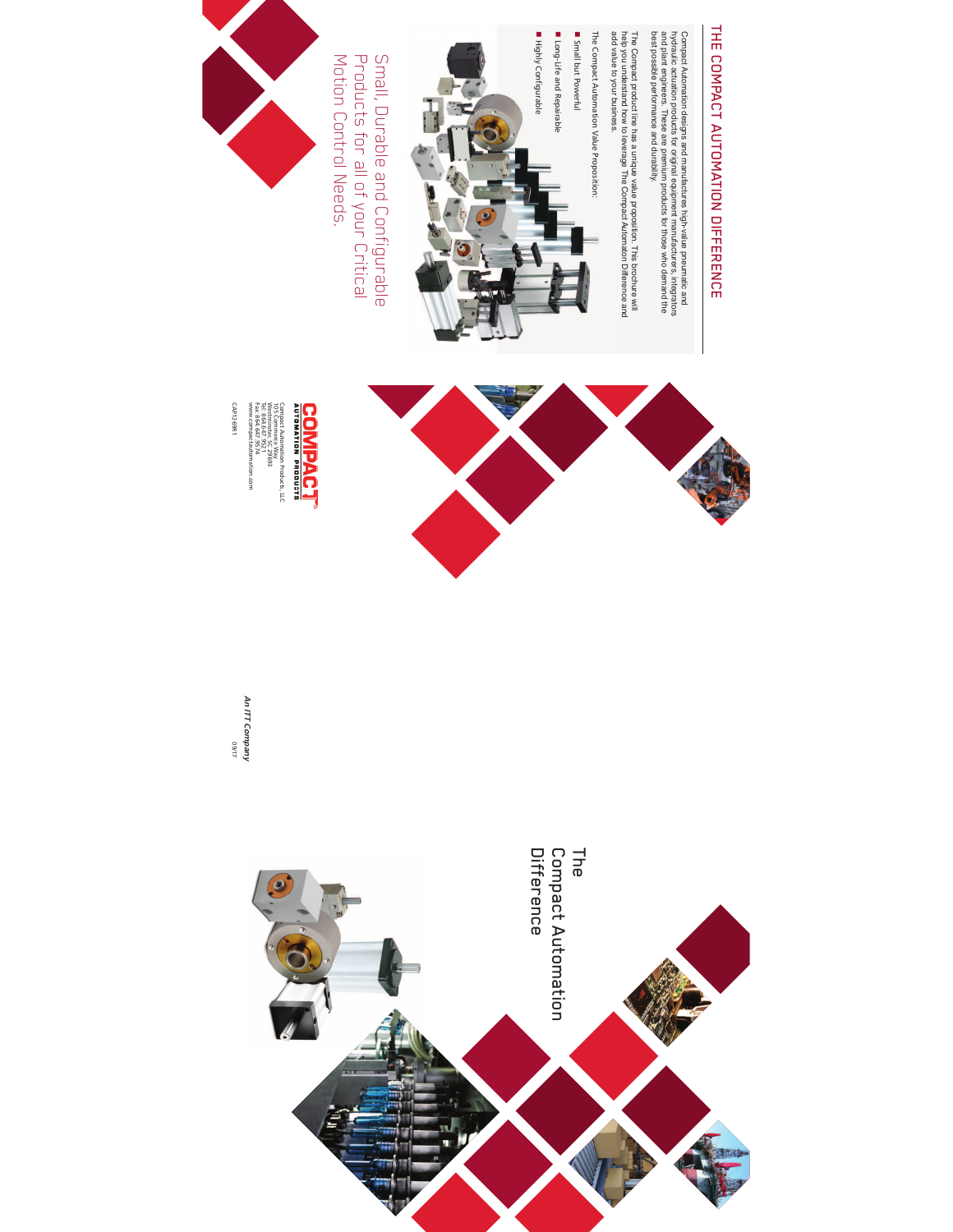# THE COMPACT AUTOMATION DIFFERENCE

Compact Automation designs and manufactures high-value pneumatic and hydraulic actuation products for original equipment manufacturers, integrators and plant engineers. These are premium products for those who demand the best possible performance and durability.

The Compact product line has a unique value proposition. This brochure will help you understand how to leverage The Compact Automation Difference and add value to your business.

The Compact Automation Value Proposition:

- Small but Powerful
- Long-Life and Repairable
- Highly Configurable

Small, Durable and Configurable Products for all of your Critical Motion Control Needs.

**COMPACT** AUTOMATION PRODUCTS

Compact Automation Products, LLC
105 Commerce Way
Westminster, SC 29693
Tel: 864.647.9521
Fax: 864.647.9574
www.compactautomation.com

CAP1269R1

*An ITT Company*

0917

# The Compact Automation Difference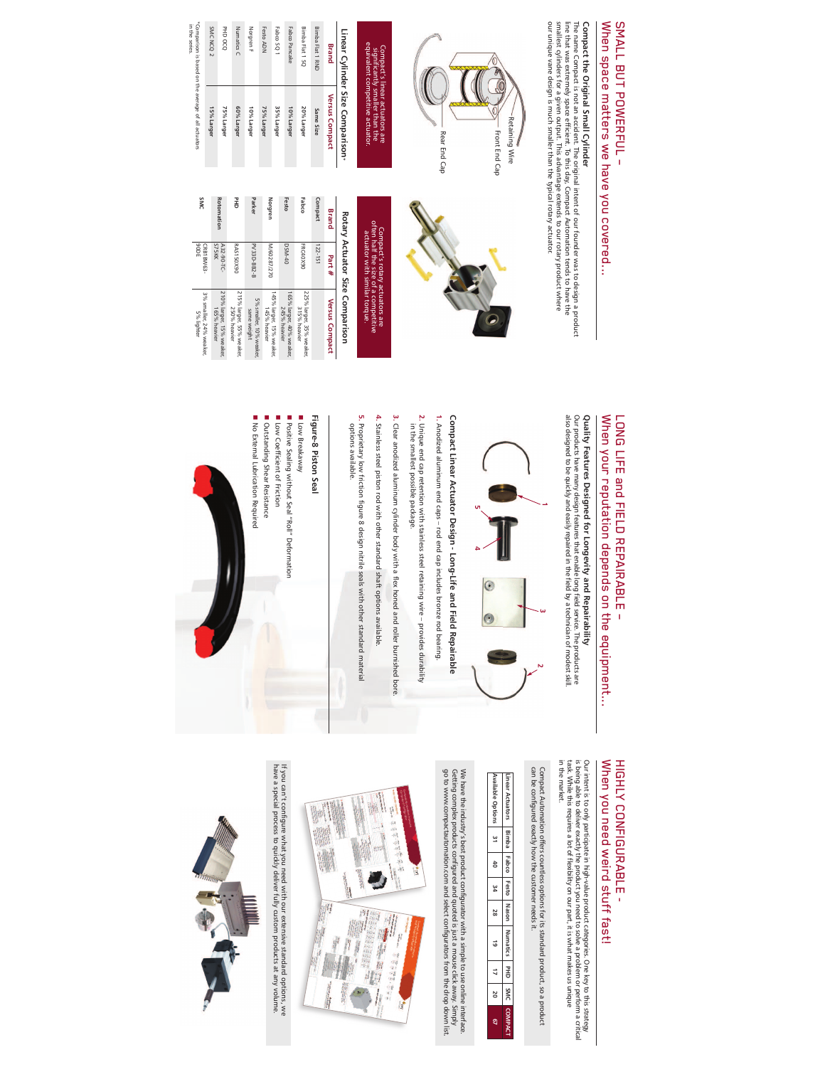# SMALL BUT POWERFUL –
## When space matters we have you covered...

### Compact the Original Small Cylinder

The name Compact is not an accident. The original intent of our founder was to design a product line that was 'compact' in size. To this day, Compact Automation products continue to have the smallest cylinders for a given output. This advantage extends to our rotary product where our unique vane design is much smaller than the typical rotary actuator.

Retaining Wire

Front End Cap

Rear End Cap

Compact's linear actuators are significantly smaller than the equivalent competitive actuator.

### Linear Cylinder Size Comparison*

| Brand | Versus Compact |
|---|---|
| Bimba Flat 1 RND | Same Size |
| Bimba Flat 1 SQ | 20% Larger |
| Fabco Pancake | 10% Larger |
| Fabco SQ 1 | 35% Larger |
| Festo ADN | 75% Larger |
| Norgren F | 10% Larger |
| Numatics C | 60% Larger |
| PHD OCQ | 75% Larger |
| SMC NCQ 2 | 15% Larger |

*Comparison is based on the average of all actuators in the series.

Compact's rotary actuators are often half the size of a competitive actuator with similar torque.

### Rotary Actuator Size Comparison

| Brand | Part # | Versus Compact |
|---|---|---|
| Compact | 122-151 | |
| Fabco | FRG90X90 | 225% larger, 35% weaker, 315% heavier |
| Festo | DSM-40 | 165% larger, 40% weaker, 245% heavier |
| Norgren | M/60287/270 | 145% larger, 15% weaker, 145% heavier |
| Parker | PV33D-B82-8 | 5% smaller, 10% weaker, same weight |
| PHD | RAS150X90 | 215% larger, 55% weaker, 250% heavier |
| Rotomation | A32-90-TC-S75MC | 210% larger, 15% weaker, 165% heavier |
| SMC | CRB1BW63-90DE | 3% smaller, 24% weaker, 5% lighter |

# LONG LIFE and FIELD REPAIRABLE –
## When your reputation depends on the equipment...

### Quality Features Designed for Longevity and Repairability

Our products have many design features that enable long field service. The products are also designed to be quickly and easily repaired in the field by a technician of modest skill.

### Compact Linear Actuator Design - Long-Life and Field Repairable

1. Anodized aluminum end caps – rod end cap includes bronze rod bearing.
2. Unique end cap retention with stainless steel retaining wire – provides durability in the smallest possible package.
3. Clear anodized aluminum cylinder body with a flex honed and roller burnished bore.
4. Stainless steel piston rod with other standard shaft options available.
5. Proprietary low friction figure 8 design nitrile seals with other standard material options available.

### Figure-8 Piston Seal

- Low Breakaway
- Positive Sealing without Seal "Roll" Deformation
- Low Coefficient of Friction
- Outstanding Shear Resistance
- No External Lubrication Required

# HIGHLY CONFIGURABLE -
## When you need weird stuff fast!

Our intent is to only participate in high-value product categories. One key to this strategy is being able to give the customer exactly what they need to solve a problem or perform a critical task. While this requires a lot of flexibility on our part, it is what makes us unique in the market.

Compact Automation offers countless options for its standard product, so a product can be configured exactly how the customer needs it.

| Linear Actuators | Bimba | Fabco | Festo | Nason | Numatics | PHD | SMC | COMPACT |
|---|---|---|---|---|---|---|---|---|
| Available Options | 31 | 40 | 34 | 28 | 19 | 17 | 20 | 67 |

We have the industry's best product configurator with a simple to use online interface. Getting complex products configured and quoted is just a mouse click away. Simply go to www.compactautomation.com and select configurators from the drop down list.

If you can't configure what you need with our extensive standard options, we have a special process to quickly deliver fully custom products at any volume.